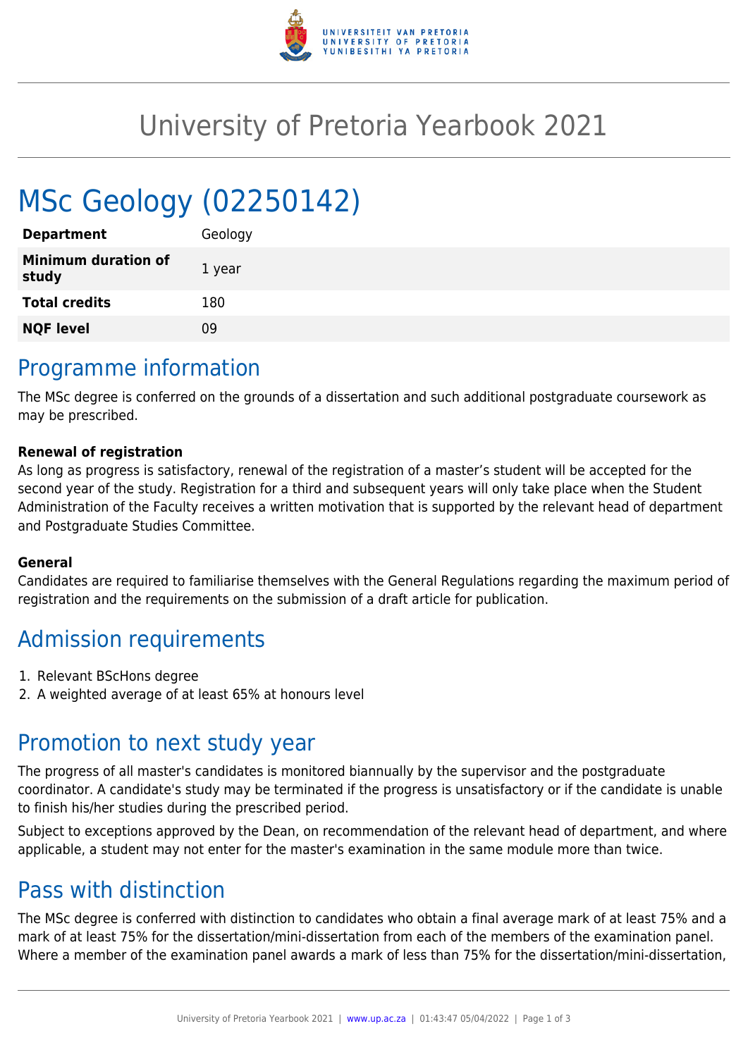# University of Pretoria Yearbook 2021

# MSc Geology (02250142)

| | |
|---|---|
| **Department** | Geology |
| **Minimum duration of study** | 1 year |
| **Total credits** | 180 |
| **NQF level** | 09 |

## Programme information

The MSc degree is conferred on the grounds of a dissertation and such additional postgraduate coursework as may be prescribed.

**Renewal of registration**

As long as progress is satisfactory, renewal of the registration of a master's student will be accepted for the second year of the study. Registration for a third and subsequent years will only take place when the Student Administration of the Faculty receives a written motivation that is supported by the relevant head of department and Postgraduate Studies Committee.

**General**

Candidates are required to familiarise themselves with the General Regulations regarding the maximum period of registration and the requirements on the submission of a draft article for publication.

## Admission requirements

1. Relevant BScHons degree
2. A weighted average of at least 65% at honours level

## Promotion to next study year

The progress of all master's candidates is monitored biannually by the supervisor and the postgraduate coordinator. A candidate's study may be terminated if the progress is unsatisfactory or if the candidate is unable to finish his/her studies during the prescribed period.

Subject to exceptions approved by the Dean, on recommendation of the relevant head of department, and where applicable, a student may not enter for the master's examination in the same module more than twice.

## Pass with distinction

The MSc degree is conferred with distinction to candidates who obtain a final average mark of at least 75% and a mark of at least 75% for the dissertation/mini-dissertation from each of the members of the examination panel. Where a member of the examination panel awards a mark of less than 75% for the dissertation/mini-dissertation,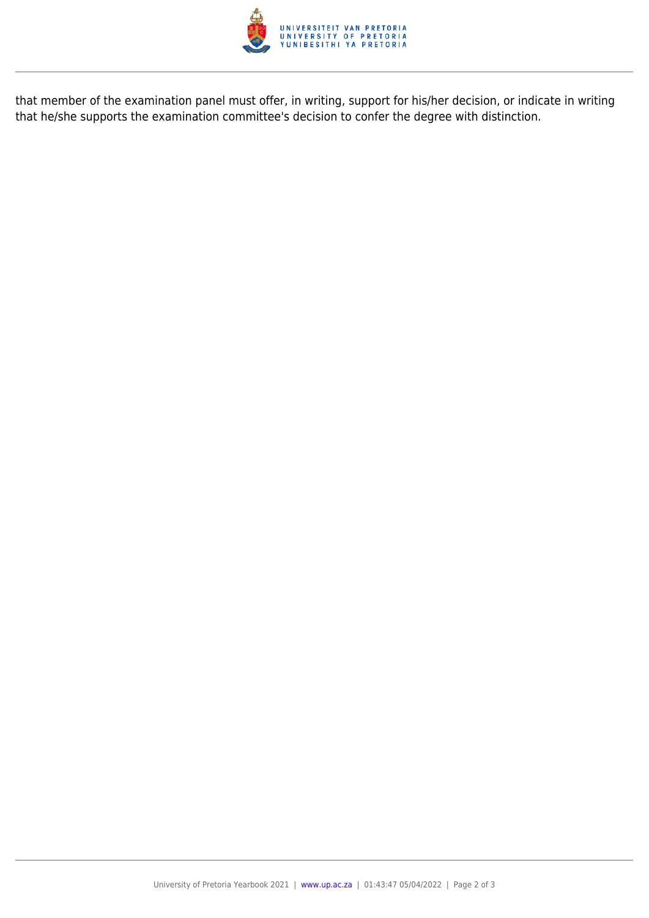that member of the examination panel must offer, in writing, support for his/her decision, or indicate in writing that he/she supports the examination committee's decision to confer the degree with distinction.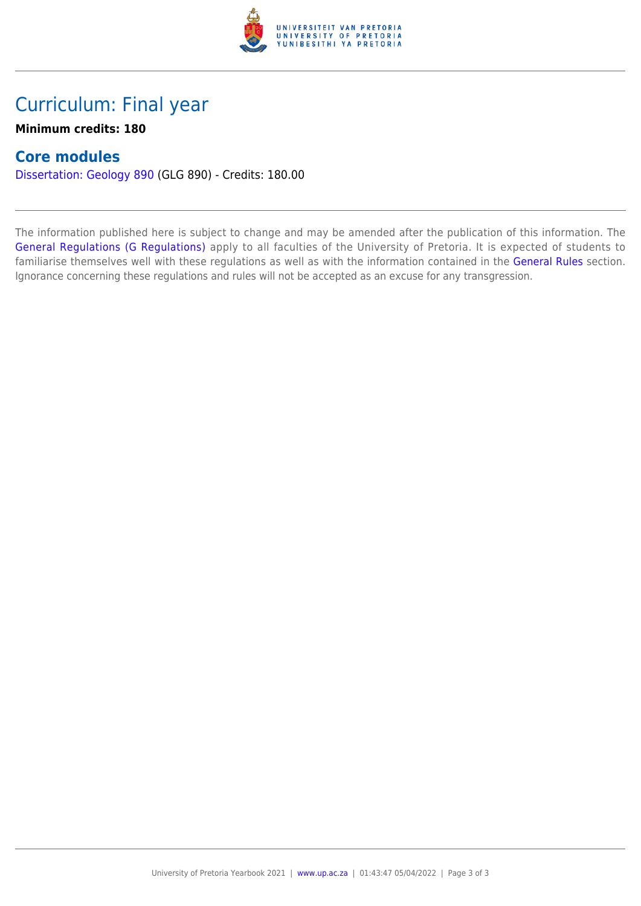# Curriculum: Final year

**Minimum credits: 180**

## Core modules

Dissertation: Geology 890 (GLG 890) - Credits: 180.00

The information published here is subject to change and may be amended after the publication of this information. The General Regulations (G Regulations) apply to all faculties of the University of Pretoria. It is expected of students to familiarise themselves well with these regulations as well as with the information contained in the General Rules section. Ignorance concerning these regulations and rules will not be accepted as an excuse for any transgression.